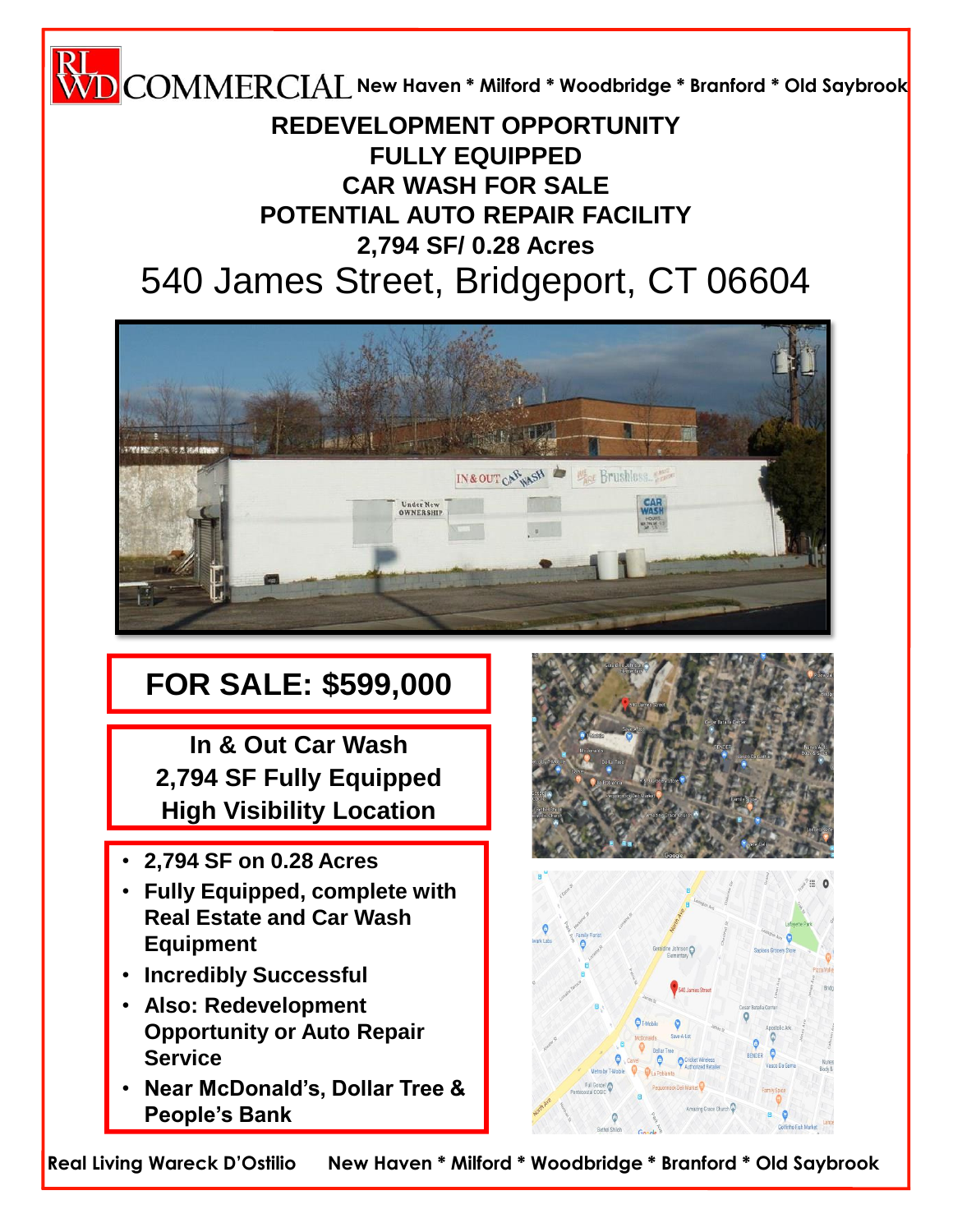RLWD COMMERCIAL New Haven * Milford * Woodbridge * Branford * Old Saybrook

# REDEVELOPMENT OPPORTUNITY
# FULLY EQUIPPED
# CAR WASH FOR SALE
# POTENTIAL AUTO REPAIR FACILITY
## 2,794 SF/ 0.28 Acres

# 540 James Street, Bridgeport, CT 06604

## FOR SALE: $599,000

**In & Out Car Wash**
**2,794 SF Fully Equipped**
**High Visibility Location**

- **2,794 SF on 0.28 Acres**
- **Fully Equipped, complete with Real Estate and Car Wash Equipment**
- **Incredibly Successful**
- **Also: Redevelopment Opportunity or Auto Repair Service**
- **Near McDonald's, Dollar Tree & People's Bank**

**Real Living Wareck D'Ostilio** New Haven * Milford * Woodbridge * Branford * Old Saybrook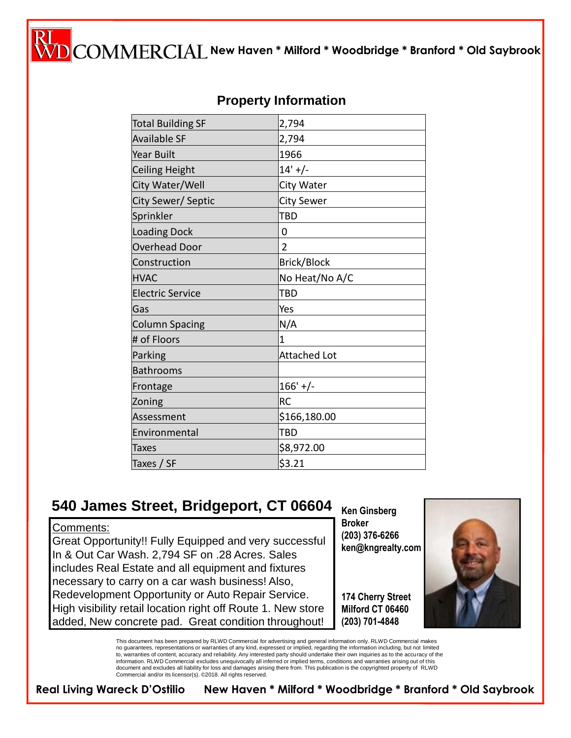RLWD COMMERCIAL New Haven * Milford * Woodbridge * Branford * Old Saybrook

## Property Information

| | |
|---|---|
| Total Building SF | 2,794 |
| Available SF | 2,794 |
| Year Built | 1966 |
| Ceiling Height | 14' +/- |
| City Water/Well | City Water |
| City Sewer/ Septic | City Sewer |
| Sprinkler | TBD |
| Loading Dock | 0 |
| Overhead Door | 2 |
| Construction | Brick/Block |
| HVAC | No Heat/No A/C |
| Electric Service | TBD |
| Gas | Yes |
| Column Spacing | N/A |
| # of Floors | 1 |
| Parking | Attached Lot |
| Bathrooms | |
| Frontage | 166' +/- |
| Zoning | RC |
| Assessment | $166,180.00 |
| Environmental | TBD |
| Taxes | $8,972.00 |
| Taxes / SF | $3.21 |

## 540 James Street, Bridgeport, CT 06604

Comments:

Great Opportunity!! Fully Equipped and very successful In & Out Car Wash. 2,794 SF on .28 Acres. Sales includes Real Estate and all equipment and fixtures necessary to carry on a car wash business! Also, Redevelopment Opportunity or Auto Repair Service. High visibility retail location right off Route 1. New store added, New concrete pad. Great condition throughout!

**Ken Ginsberg**
**Broker**
**(203) 376-6266**
**ken@kngrealty.com**

**174 Cherry Street**
**Milford CT 06460**
**(203) 701-4848**

This document has been prepared by RLWD Commercial for advertising and general information only. RLWD Commercial makes no guarantees, representations or warranties of any kind, expressed or implied, regarding the information including, but not limited to, warranties of content, accuracy and reliability. Any interested party should undertake their own inquiries as to the accuracy of the information. RLWD Commercial excludes unequivocally all inferred or implied terms, conditions and warranties arising out of this document and excludes all liability for loss and damages arising there from. This publication is the copyrighted property of RLWD Commercial and/or its licensor(s). ©2018. All rights reserved.

**Real Living Wareck D'Ostilio New Haven * Milford * Woodbridge * Branford * Old Saybrook**